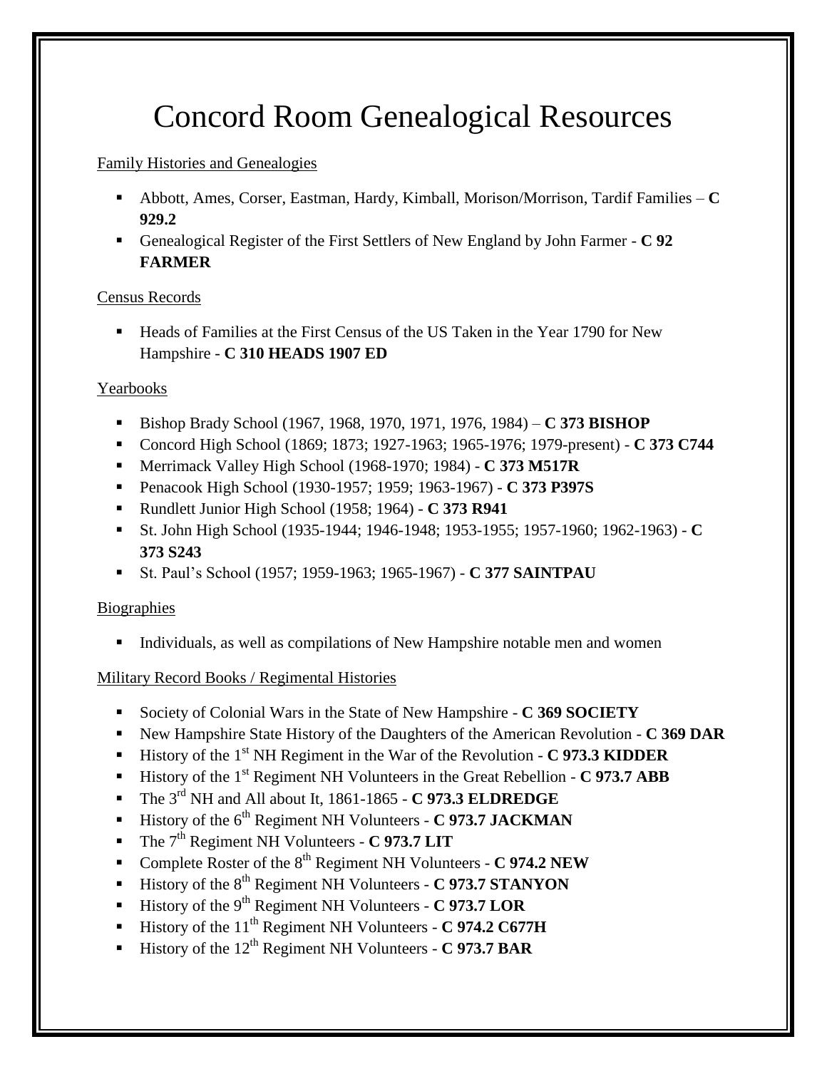# Concord Room Genealogical Resources

## Family Histories and Genealogies

- Abbott, Ames, Corser, Eastman, Hardy, Kimball, Morison/Morrison, Tardif Families – **C 929.2**
- Genealogical Register of the First Settlers of New England by John Farmer - **C 92 FARMER**

## Census Records

- Heads of Families at the First Census of the US Taken in the Year 1790 for New Hampshire - **C 310 HEADS 1907 ED**

## Yearbooks

- Bishop Brady School (1967, 1968, 1970, 1971, 1976, 1984) – **C 373 BISHOP**
- Concord High School (1869; 1873; 1927-1963; 1965-1976; 1979-present) - **C 373 C744**
- Merrimack Valley High School (1968-1970; 1984) - **C 373 M517R**
- Penacook High School (1930-1957; 1959; 1963-1967) - **C 373 P397S**
- Rundlett Junior High School (1958; 1964) - **C 373 R941**
- St. John High School (1935-1944; 1946-1948; 1953-1955; 1957-1960; 1962-1963) - **C 373 S243**
- St. Paul's School (1957; 1959-1963; 1965-1967) - **C 377 SAINTPAU**

## Biographies

- Individuals, as well as compilations of New Hampshire notable men and women

## Military Record Books / Regimental Histories

- Society of Colonial Wars in the State of New Hampshire - **C 369 SOCIETY**
- New Hampshire State History of the Daughters of the American Revolution - **C 369 DAR**
- History of the 1st NH Regiment in the War of the Revolution - **C 973.3 KIDDER**
- History of the 1st Regiment NH Volunteers in the Great Rebellion - **C 973.7 ABB**
- The 3rd NH and All about It, 1861-1865 - **C 973.3 ELDREDGE**
- History of the 6th Regiment NH Volunteers - **C 973.7 JACKMAN**
- The 7th Regiment NH Volunteers - **C 973.7 LIT**
- Complete Roster of the 8th Regiment NH Volunteers - **C 974.2 NEW**
- History of the 8th Regiment NH Volunteers - **C 973.7 STANYON**
- History of the 9th Regiment NH Volunteers - **C 973.7 LOR**
- History of the 11th Regiment NH Volunteers - **C 974.2 C677H**
- History of the 12th Regiment NH Volunteers - **C 973.7 BAR**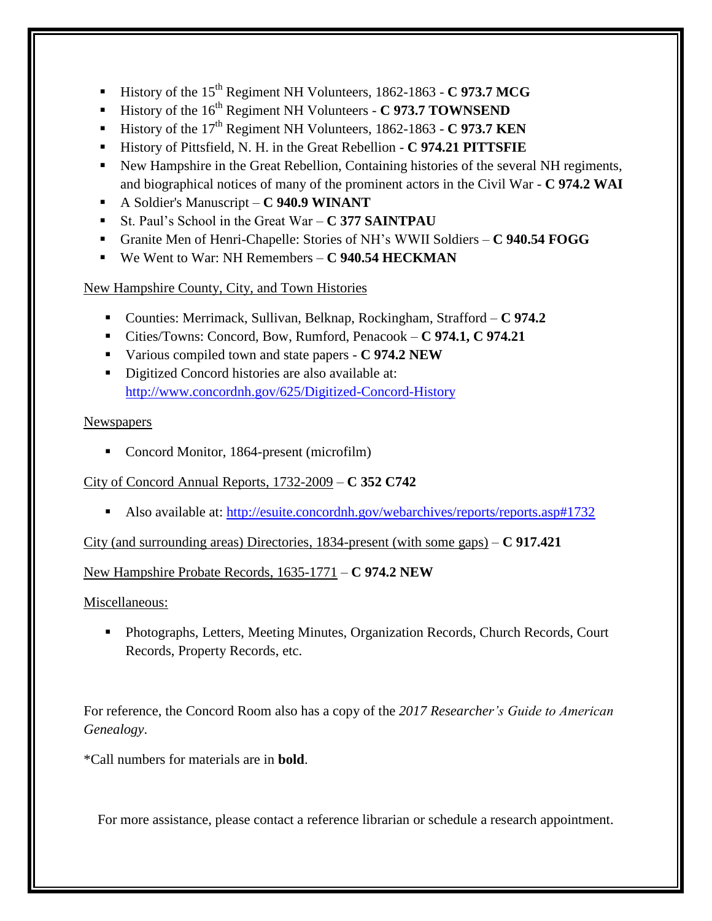- History of the 15th Regiment NH Volunteers, 1862-1863 - **C 973.7 MCG**
- History of the 16th Regiment NH Volunteers - **C 973.7 TOWNSEND**
- History of the 17th Regiment NH Volunteers, 1862-1863 - **C 973.7 KEN**
- History of Pittsfield, N. H. in the Great Rebellion - **C 974.21 PITTSFIE**
- New Hampshire in the Great Rebellion, Containing histories of the several NH regiments, and biographical notices of many of the prominent actors in the Civil War - **C 974.2 WAI**
- A Soldier's Manuscript – **C 940.9 WINANT**
- St. Paul's School in the Great War – **C 377 SAINTPAU**
- Granite Men of Henri-Chapelle: Stories of NH's WWII Soldiers – **C 940.54 FOGG**
- We Went to War: NH Remembers – **C 940.54 HECKMAN**

<u>New Hampshire County, City, and Town Histories</u>

- Counties: Merrimack, Sullivan, Belknap, Rockingham, Strafford – **C 974.2**
- Cities/Towns: Concord, Bow, Rumford, Penacook – **C 974.1, C 974.21**
- Various compiled town and state papers - **C 974.2 NEW**
- Digitized Concord histories are also available at: [http://www.concordnh.gov/625/Digitized-Concord-History](http://www.concordnh.gov/625/Digitized-Concord-History)

<u>Newspapers</u>

- Concord Monitor, 1864-present (microfilm)

<u>City of Concord Annual Reports, 1732-2009</u> – **C 352 C742**

- Also available at: [http://esuite.concordnh.gov/webarchives/reports/reports.asp#1732](http://esuite.concordnh.gov/webarchives/reports/reports.asp#1732)

<u>City (and surrounding areas) Directories, 1834-present (with some gaps)</u> – **C 917.421**

<u>New Hampshire Probate Records, 1635-1771</u> – **C 974.2 NEW**

<u>Miscellaneous:</u>

- Photographs, Letters, Meeting Minutes, Organization Records, Church Records, Court Records, Property Records, etc.

For reference, the Concord Room also has a copy of the *2017 Researcher's Guide to American Genealogy*.

*Call numbers for materials are in **bold**.

For more assistance, please contact a reference librarian or schedule a research appointment.